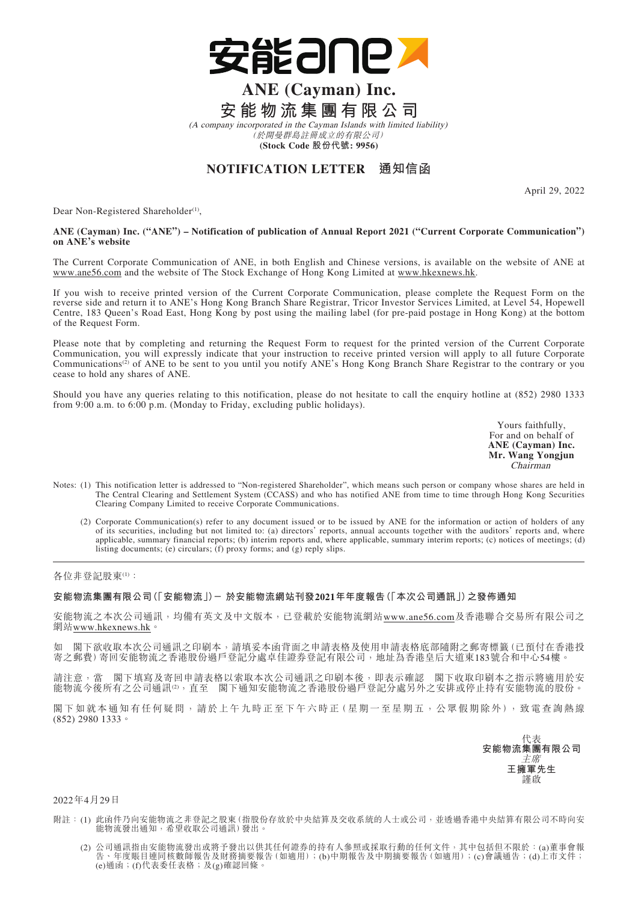# ANE (Cayman) Inc.

# 安能物流集團有限公司

*(A company incorporated in the Cayman Islands with limited liability)*

*(於開曼群島註冊成立的有限公司)*

**(Stock Code 股份代號: 9956)**

## NOTIFICATION LETTER 通知信函

April 29, 2022

Dear Non-Registered Shareholder[1],

**ANE (Cayman) Inc. ("ANE") – Notification of publication of Annual Report 2021 ("Current Corporate Communication") on ANE's website**

The Current Corporate Communication of ANE, in both English and Chinese versions, is available on the website of ANE at www.ane56.com and the website of The Stock Exchange of Hong Kong Limited at www.hkexnews.hk.

If you wish to receive printed version of the Current Corporate Communication, please complete the Request Form on the reverse side and return it to ANE's Hong Kong Branch Share Registrar, Tricor Investor Services Limited, at Level 54, Hopewell Centre, 183 Queen's Road East, Hong Kong by post using the mailing label (for pre-paid postage in Hong Kong) at the bottom of the Request Form.

Please note that by completing and returning the Request Form to request for the printed version of the Current Corporate Communication, you will expressly indicate that your instruction to receive printed version will apply to all future Corporate Communications[2] of ANE to be sent to you until you notify ANE's Hong Kong Branch Share Registrar to the contrary or you cease to hold any shares of ANE.

Should you have any queries relating to this notification, please do not hesitate to call the enquiry hotline at (852) 2980 1333 from 9:00 a.m. to 6:00 p.m. (Monday to Friday, excluding public holidays).

Yours faithfully,
For and on behalf of
**ANE (Cayman) Inc.**
**Mr. Wang Yongjun**
*Chairman*

Notes: (1) This notification letter is addressed to "Non-registered Shareholder", which means such person or company whose shares are held in The Central Clearing and Settlement System (CCASS) and who has notified ANE from time to time through Hong Kong Securities Clearing Company Limited to receive Corporate Communications.

(2) Corporate Communication(s) refer to any document issued or to be issued by ANE for the information or action of holders of any of its securities, including but not limited to: (a) directors' reports, annual accounts together with the auditors' reports and, where applicable, summary financial reports; (b) interim reports and, where applicable, summary interim reports; (c) notices of meetings; (d) listing documents; (e) circulars; (f) proxy forms; and (g) reply slips.

---

各位非登記股東[1]：

**安能物流集團有限公司（「安能物流」）－ 於安能物流網站刊發2021年年度報告（「本次公司通訊」）之發佈通知**

安能物流之本次公司通訊，均備有英文及中文版本，已登載於安能物流網站www.ane56.com及香港聯合交易所有限公司之網站www.hkexnews.hk。

如　閣下欲收取本次公司通訊之印刷本，請填妥本函背面之申請表格及使用申請表格底部隨附之郵寄標籤（已預付在香港投寄之郵費）寄回安能物流之香港股份過戶登記分處卓佳證券登記有限公司，地址為香港皇后大道東183號合和中心54樓。

請注意，當　閣下填寫及寄回申請表格以索取本次公司通訊之印刷本後，即表示確認　閣下收取印刷本之指示將適用於安能物流今後所有之公司通訊[2]，直至　閣下通知安能物流之香港股份過戶登記分處另外之安排或停止持有安能物流的股份。

閣下如就本通知有任何疑問，請於上午九時正至下午六時正（星期一至星期五，公眾假期除外），致電查詢熱線(852) 2980 1333。

代表
**安能物流集團有限公司**
*主席*
**王擁軍先生**
謹啟

2022年4月29日

附註：(1) 此函件乃向安能物流之非登記之股東（指股份存放於中央結算及交收系統的人士或公司，並透過香港中央結算有限公司不時向安能物流發出通知，希望收取公司通訊）發出。

(2) 公司通訊指由安能物流發出或將予發出以供其任何證券的持有人參照或採取行動的任何文件，其中包括但不限於：(a)董事會報告、年度賬目連同核數師報告及財務摘要報告（如適用）；(b)中期報告及中期摘要報告（如適用）；(c)會議通告；(d)上市文件；(e)通函；(f)代表委任表格；及(g)確認回條。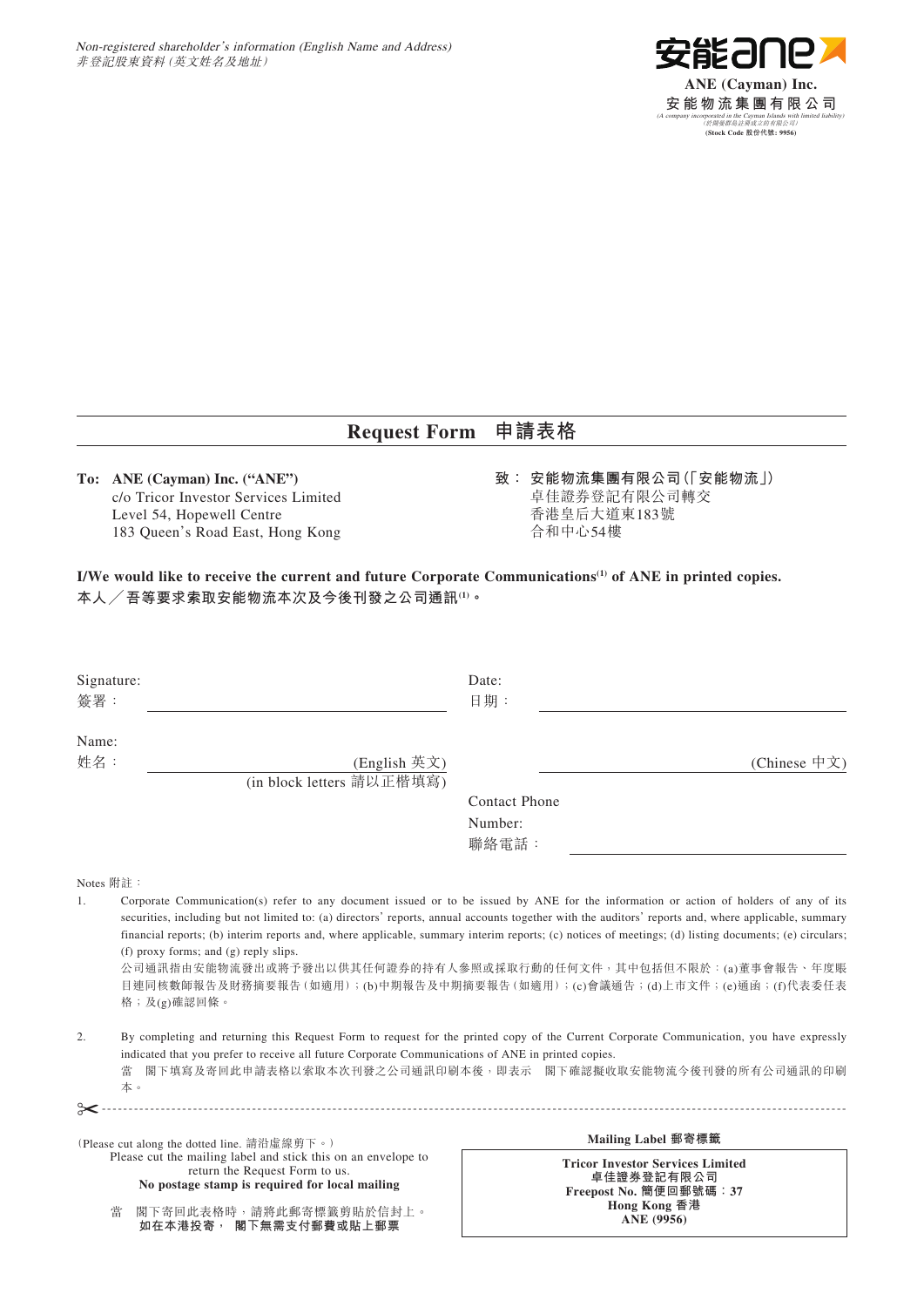*Non-registered shareholder's information (English Name and Address)*
*非登記股東資料（英文姓名及地址）*

**ANE (Cayman) Inc.**
**安能物流集團有限公司**
*(A company incorporated in the Cayman Islands with limited liability)*
*（於開曼群島註冊成立的有限公司）*
**(Stock Code 股份代號: 9956)**

# Request Form 申請表格

**To: ANE (Cayman) Inc. ("ANE")**
c/o Tricor Investor Services Limited
Level 54, Hopewell Centre
183 Queen's Road East, Hong Kong

**致： 安能物流集團有限公司（「安能物流」）**
卓佳證券登記有限公司轉交
香港皇后大道東183號
合和中心54樓

**I/We would like to receive the current and future Corporate Communications[(1)] of ANE in printed copies.**
**本人／吾等要求索取安能物流本次及今後刊發之公司通訊[(1)]。**

Signature:
簽署：______________________

Date:
日期：______________________

Name:
姓名：______________________ (English 英文)
(in block letters 請以正楷填寫)

______________________ (Chinese 中文)

Contact Phone Number:
聯絡電話：______________________

Notes 附註：

1. Corporate Communication(s) refer to any document issued or to be issued by ANE for the information or action of holders of any of its securities, including but not limited to: (a) directors' reports, annual accounts together with the auditors' reports and, where applicable, summary financial reports; (b) interim reports and, where applicable, summary interim reports; (c) notices of meetings; (d) listing documents; (e) circulars; (f) proxy forms; and (g) reply slips.
公司通訊指由安能物流發出或將予發出以供其任何證券的持有人參照或採取行動的任何文件，其中包括但不限於：(a)董事會報告、年度賬目連同核數師報告及財務摘要報告（如適用）；(b)中期報告及中期摘要報告（如適用）；(c)會議通告；(d)上市文件；(e)通函；(f)代表委任表格；及(g)確認回條。

2. By completing and returning this Request Form to request for the printed copy of the Current Corporate Communication, you have expressly indicated that you prefer to receive all future Corporate Communications of ANE in printed copies.
當　閣下填寫及寄回此申請表格以索取本次刊發之公司通訊印刷本後，即表示　閣下確認擬收取安能物流今後刊發的所有公司通訊的印刷本。

✂------------------------------------------------------------

(Please cut along the dotted line. 請沿虛線剪下。)
Please cut the mailing label and stick this on an envelope to return the Request Form to us.
**No postage stamp is required for local mailing**

當　閣下寄回此表格時，請將此郵寄標籤剪貼於信封上。
**如在本港投寄，　閣下無需支付郵費或貼上郵票**

**Mailing Label 郵寄標籤**

**Tricor Investor Services Limited**
**卓佳證券登記有限公司**
**Freepost No. 簡便回郵號碼：37**
**Hong Kong 香港**
**ANE (9956)**